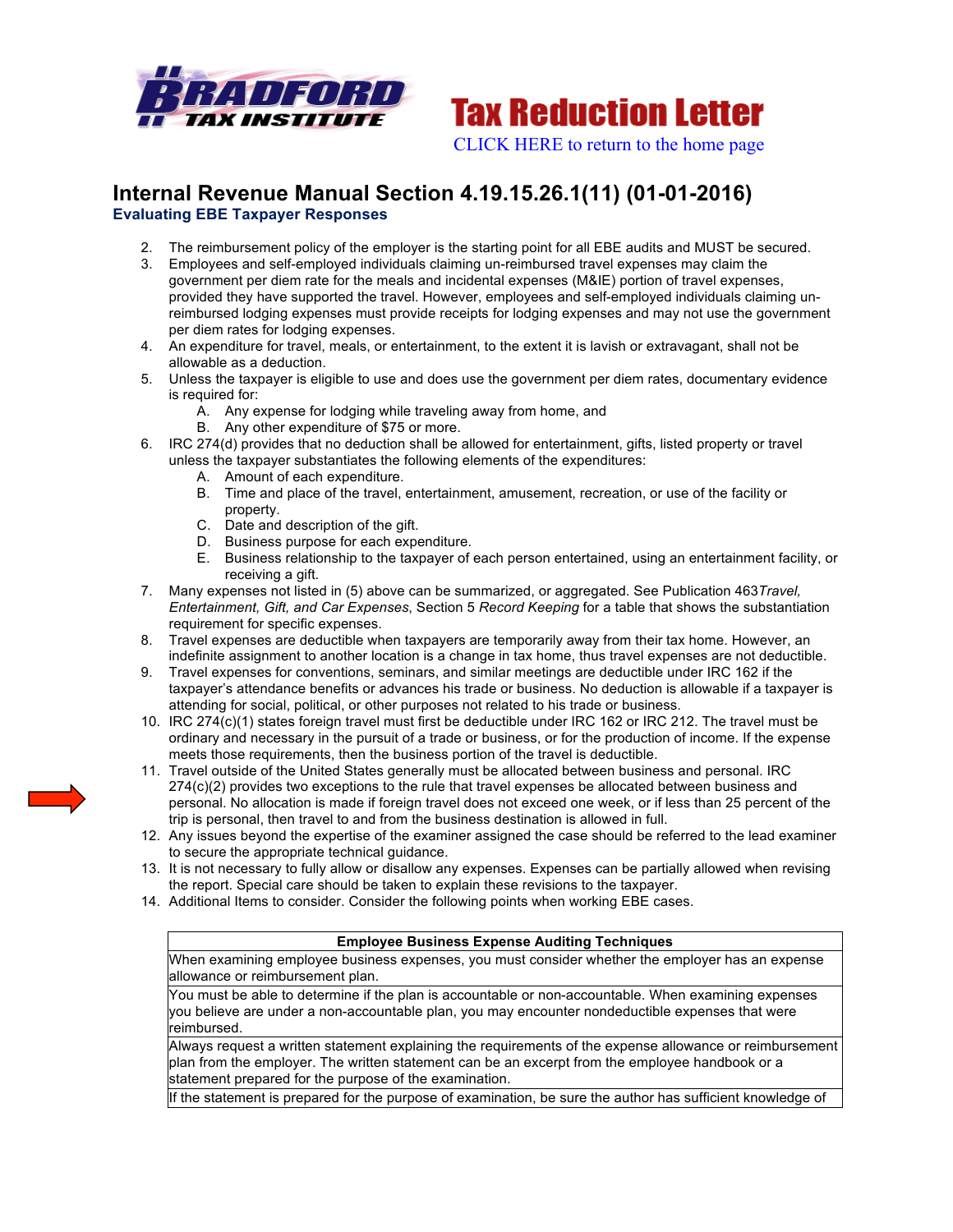**Tax Reduction Letter**

CLICK HERE to return to the home page

# Internal Revenue Manual Section 4.19.15.26.1(11) (01-01-2016)

## Evaluating EBE Taxpayer Responses

2. The reimbursement policy of the employer is the starting point for all EBE audits and MUST be secured.
3. Employees and self-employed individuals claiming un-reimbursed travel expenses may claim the government per diem rate for the meals and incidental expenses (M&IE) portion of travel expenses, provided they have supported the travel. However, employees and self-employed individuals claiming un-reimbursed lodging expenses must provide receipts for lodging expenses and may not use the government per diem rates for lodging expenses.
4. An expenditure for travel, meals, or entertainment, to the extent it is lavish or extravagant, shall not be allowable as a deduction.
5. Unless the taxpayer is eligible to use and does use the government per diem rates, documentary evidence is required for:
   A. Any expense for lodging while traveling away from home, and
   B. Any other expenditure of $75 or more.
6. IRC 274(d) provides that no deduction shall be allowed for entertainment, gifts, listed property or travel unless the taxpayer substantiates the following elements of the expenditures:
   A. Amount of each expenditure.
   B. Time and place of the travel, entertainment, amusement, recreation, or use of the facility or property.
   C. Date and description of the gift.
   D. Business purpose for each expenditure.
   E. Business relationship to the taxpayer of each person entertained, using an entertainment facility, or receiving a gift.
7. Many expenses not listed in (5) above can be summarized, or aggregated. See Publication 463 *Travel, Entertainment, Gift, and Car Expenses*, Section 5 *Record Keeping* for a table that shows the substantiation requirement for specific expenses.
8. Travel expenses are deductible when taxpayers are temporarily away from their tax home. However, an indefinite assignment to another location is a change in tax home, thus travel expenses are not deductible.
9. Travel expenses for conventions, seminars, and similar meetings are deductible under IRC 162 if the taxpayer's attendance benefits or advances his trade or business. No deduction is allowable if a taxpayer is attending for social, political, or other purposes not related to his trade or business.
10. IRC 274(c)(1) states foreign travel must first be deductible under IRC 162 or IRC 212. The travel must be ordinary and necessary in the pursuit of a trade or business, or for the production of income. If the expense meets those requirements, then the business portion of the travel is deductible.
11. Travel outside of the United States generally must be allocated between business and personal. IRC 274(c)(2) provides two exceptions to the rule that travel expenses be allocated between business and personal. No allocation is made if foreign travel does not exceed one week, or if less than 25 percent of the trip is personal, then travel to and from the business destination is allowed in full.
12. Any issues beyond the expertise of the examiner assigned the case should be referred to the lead examiner to secure the appropriate technical guidance.
13. It is not necessary to fully allow or disallow any expenses. Expenses can be partially allowed when revising the report. Special care should be taken to explain these revisions to the taxpayer.
14. Additional Items to consider. Consider the following points when working EBE cases.

| Employee Business Expense Auditing Techniques |
|---|
| When examining employee business expenses, you must consider whether the employer has an expense allowance or reimbursement plan. |
| You must be able to determine if the plan is accountable or non-accountable. When examining expenses you believe are under a non-accountable plan, you may encounter nondeductible expenses that were reimbursed. |
| Always request a written statement explaining the requirements of the expense allowance or reimbursement plan from the employer. The written statement can be an excerpt from the employee handbook or a statement prepared for the purpose of the examination. |
| If the statement is prepared for the purpose of examination, be sure the author has sufficient knowledge of |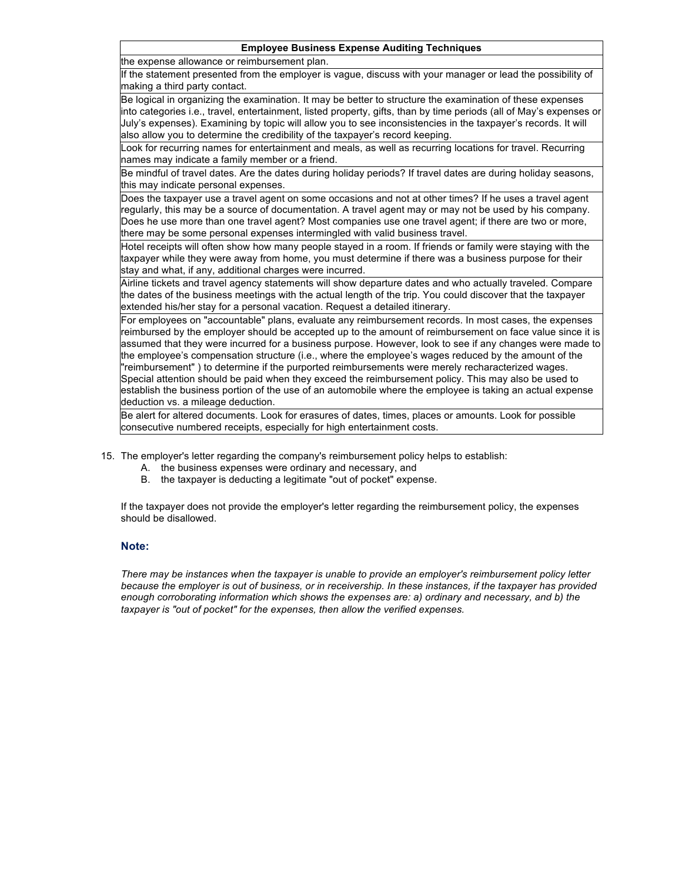| Employee Business Expense Auditing Techniques |
| --- |
| the expense allowance or reimbursement plan. |
| If the statement presented from the employer is vague, discuss with your manager or lead the possibility of making a third party contact. |
| Be logical in organizing the examination. It may be better to structure the examination of these expenses into categories i.e., travel, entertainment, listed property, gifts, than by time periods (all of May's expenses or July's expenses). Examining by topic will allow you to see inconsistencies in the taxpayer's records. It will also allow you to determine the credibility of the taxpayer's record keeping. |
| Look for recurring names for entertainment and meals, as well as recurring locations for travel. Recurring names may indicate a family member or a friend. |
| Be mindful of travel dates. Are the dates during holiday periods? If travel dates are during holiday seasons, this may indicate personal expenses. |
| Does the taxpayer use a travel agent on some occasions and not at other times? If he uses a travel agent regularly, this may be a source of documentation. A travel agent may or may not be used by his company. Does he use more than one travel agent? Most companies use one travel agent; if there are two or more, there may be some personal expenses intermingled with valid business travel. |
| Hotel receipts will often show how many people stayed in a room. If friends or family were staying with the taxpayer while they were away from home, you must determine if there was a business purpose for their stay and what, if any, additional charges were incurred. |
| Airline tickets and travel agency statements will show departure dates and who actually traveled. Compare the dates of the business meetings with the actual length of the trip. You could discover that the taxpayer extended his/her stay for a personal vacation. Request a detailed itinerary. |
| For employees on "accountable" plans, evaluate any reimbursement records. In most cases, the expenses reimbursed by the employer should be accepted up to the amount of reimbursement on face value since it is assumed that they were incurred for a business purpose. However, look to see if any changes were made to the employee's compensation structure (i.e., where the employee's wages reduced by the amount of the "reimbursement" ) to determine if the purported reimbursements were merely recharacterized wages. Special attention should be paid when they exceed the reimbursement policy. This may also be used to establish the business portion of the use of an automobile where the employee is taking an actual expense deduction vs. a mileage deduction. |
| Be alert for altered documents. Look for erasures of dates, times, places or amounts. Look for possible consecutive numbered receipts, especially for high entertainment costs. |

15. The employer's letter regarding the company's reimbursement policy helps to establish:
    A. the business expenses were ordinary and necessary, and
    B. the taxpayer is deducting a legitimate "out of pocket" expense.

    If the taxpayer does not provide the employer's letter regarding the reimbursement policy, the expenses should be disallowed.

### Note:

*There may be instances when the taxpayer is unable to provide an employer's reimbursement policy letter because the employer is out of business, or in receivership. In these instances, if the taxpayer has provided enough corroborating information which shows the expenses are: a) ordinary and necessary, and b) the taxpayer is "out of pocket" for the expenses, then allow the verified expenses.*